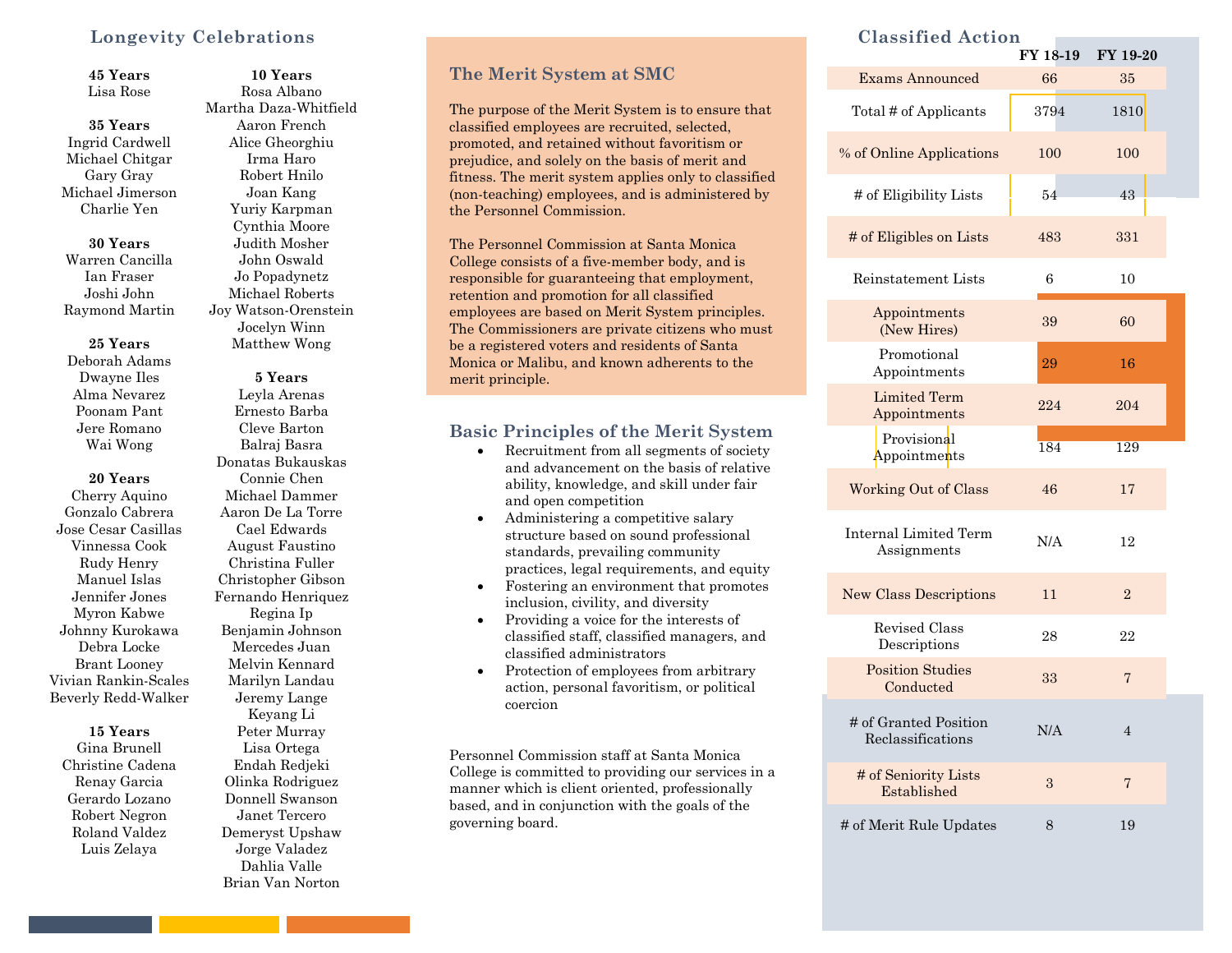## Longevity Celebrations

**45 Years**
Lisa Rose

**35 Years**
Ingrid Cardwell
Michael Chitgar
Gary Gray
Michael Jimerson
Charlie Yen

**30 Years**
Warren Cancilla
Ian Fraser
Joshi John
Raymond Martin

**25 Years**
Deborah Adams
Dwayne Iles
Alma Nevarez
Poonam Pant
Jere Romano
Wai Wong

**20 Years**
Cherry Aquino
Gonzalo Cabrera
Jose Cesar Casillas
Vinnessa Cook
Rudy Henry
Manuel Islas
Jennifer Jones
Myron Kabwe
Johnny Kurokawa
Debra Locke
Brant Looney
Vivian Rankin-Scales
Beverly Redd-Walker

**15 Years**
Gina Brunell
Christine Cadena
Renay Garcia
Gerardo Lozano
Robert Negron
Roland Valdez
Luis Zelaya

**10 Years**
Rosa Albano
Martha Daza-Whitfield
Aaron French
Alice Gheorghiu
Irma Haro
Robert Hnilo
Joan Kang
Yuriy Karpman
Cynthia Moore
Judith Mosher
John Oswald
Jo Popadynetz
Michael Roberts
Joy Watson-Orenstein
Jocelyn Winn
Matthew Wong

**5 Years**
Leyla Arenas
Ernesto Barba
Cleve Barton
Balraj Basra
Donatas Bukauskas
Connie Chen
Michael Dammer
Aaron De La Torre
Cael Edwards
August Faustino
Christina Fuller
Christopher Gibson
Fernando Henriquez
Regina Ip
Benjamin Johnson
Mercedes Juan
Melvin Kennard
Marilyn Landau
Jeremy Lange
Keyang Li
Peter Murray
Lisa Ortega
Endah Redjeki
Olinka Rodriguez
Donnell Swanson
Janet Tercero
Demeryst Upshaw
Jorge Valadez
Dahlia Valle
Brian Van Norton

## The Merit System at SMC

The purpose of the Merit System is to ensure that classified employees are recruited, selected, promoted, and retained without favoritism or prejudice, and solely on the basis of merit and fitness. The merit system applies only to classified (non-teaching) employees, and is administered by the Personnel Commission.

The Personnel Commission at Santa Monica College consists of a five-member body, and is responsible for guaranteeing that employment, retention and promotion for all classified employees are based on Merit System principles. The Commissioners are private citizens who must be a registered voters and residents of Santa Monica or Malibu, and known adherents to the merit principle.

## Basic Principles of the Merit System

- Recruitment from all segments of society and advancement on the basis of relative ability, knowledge, and skill under fair and open competition
- Administering a competitive salary structure based on sound professional standards, prevailing community practices, legal requirements, and equity
- Fostering an environment that promotes inclusion, civility, and diversity
- Providing a voice for the interests of classified staff, classified managers, and classified administrators
- Protection of employees from arbitrary action, personal favoritism, or political coercion

Personnel Commission staff at Santa Monica College is committed to providing our services in a manner which is client oriented, professionally based, and in conjunction with the goals of the governing board.

## Classified Action

| | FY 18-19 | FY 19-20 |
|---|---|---|
| Exams Announced | 66 | 35 |
| Total # of Applicants | 3794 | 1810 |
| % of Online Applications | 100 | 100 |
| # of Eligibility Lists | 54 | 43 |
| # of Eligibles on Lists | 483 | 331 |
| Reinstatement Lists | 6 | 10 |
| Appointments (New Hires) | 39 | 60 |
| Promotional Appointments | 29 | 16 |
| Limited Term Appointments | 224 | 204 |
| Provisional Appointments | 184 | 129 |
| Working Out of Class | 46 | 17 |
| Internal Limited Term Assignments | N/A | 12 |
| New Class Descriptions | 11 | 2 |
| Revised Class Descriptions | 28 | 22 |
| Position Studies Conducted | 33 | 7 |
| # of Granted Position Reclassifications | N/A | 4 |
| # of Seniority Lists Established | 3 | 7 |
| # of Merit Rule Updates | 8 | 19 |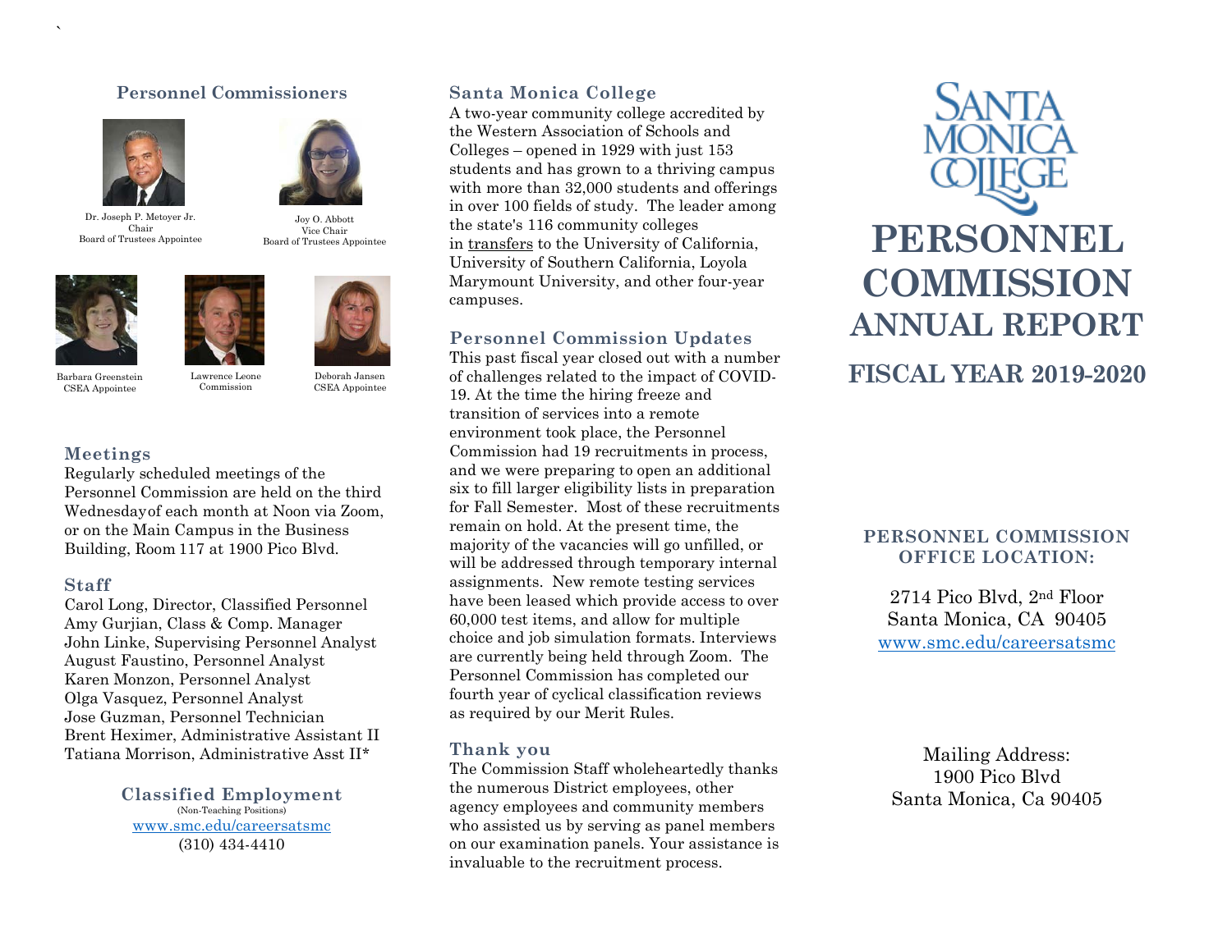## Personnel Commissioners

Dr. Joseph P. Metoyer Jr.
Chair
Board of Trustees Appointee

Joy O. Abbott
Vice Chair
Board of Trustees Appointee

Barbara Greenstein
CSEA Appointee

Lawrence Leone
Commission

Deborah Jansen
CSEA Appointee

## Meetings

Regularly scheduled meetings of the Personnel Commission are held on the third Wednesday of each month at Noon via Zoom, or on the Main Campus in the Business Building, Room 117 at 1900 Pico Blvd.

## Staff

Carol Long, Director, Classified Personnel
Amy Gurjian, Class & Comp. Manager
John Linke, Supervising Personnel Analyst
August Faustino, Personnel Analyst
Karen Monzon, Personnel Analyst
Olga Vasquez, Personnel Analyst
Jose Guzman, Personnel Technician
Brent Heximer, Administrative Assistant II
Tatiana Morrison, Administrative Asst II*

## Classified Employment

(Non-Teaching Positions)
www.smc.edu/careersatsmc
(310) 434-4410

## Santa Monica College

A two-year community college accredited by the Western Association of Schools and Colleges – opened in 1929 with just 153 students and has grown to a thriving campus with more than 32,000 students and offerings in over 100 fields of study. The leader among the state's 116 community colleges in transfers to the University of California, University of Southern California, Loyola Marymount University, and other four-year campuses.

## Personnel Commission Updates

This past fiscal year closed out with a number of challenges related to the impact of COVID-19. At the time the hiring freeze and transition of services into a remote environment took place, the Personnel Commission had 19 recruitments in process, and we were preparing to open an additional six to fill larger eligibility lists in preparation for Fall Semester. Most of these recruitments remain on hold. At the present time, the majority of the vacancies will go unfilled, or will be addressed through temporary internal assignments. New remote testing services have been leased which provide access to over 60,000 test items, and allow for multiple choice and job simulation formats. Interviews are currently being held through Zoom. The Personnel Commission has completed our fourth year of cyclical classification reviews as required by our Merit Rules.

## Thank you

The Commission Staff wholeheartedly thanks the numerous District employees, other agency employees and community members who assisted us by serving as panel members on our examination panels. Your assistance is invaluable to the recruitment process.

SANTA MONICA COLLEGE

# PERSONNEL COMMISSION ANNUAL REPORT

## FISCAL YEAR 2019-2020

### PERSONNEL COMMISSION OFFICE LOCATION:

2714 Pico Blvd, 2nd Floor
Santa Monica, CA 90405
www.smc.edu/careersatsmc

Mailing Address:
1900 Pico Blvd
Santa Monica, Ca 90405